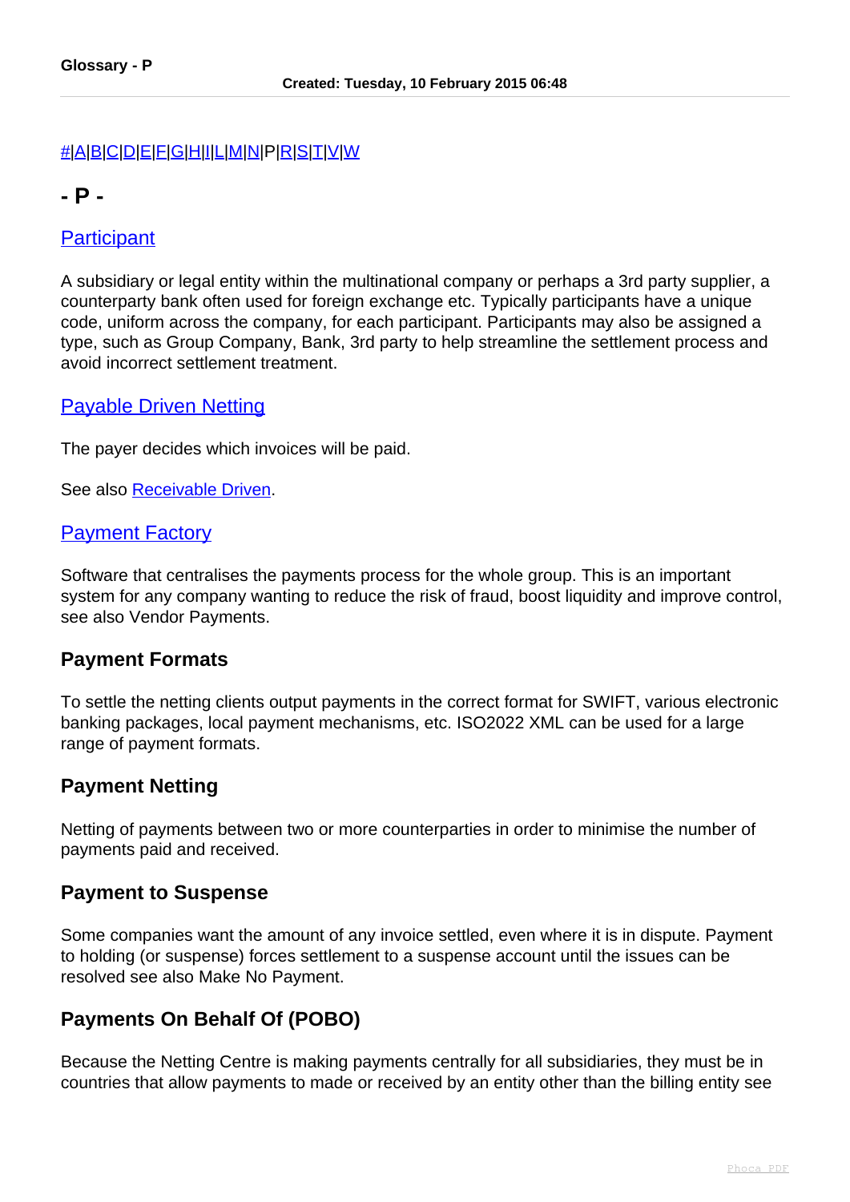# Glossary - P

#|A|B|C|D|E|F|G|H|I|L|M|N|P|R|S|T|V|W

## - P -

### Participant

A subsidiary or legal entity within the multinational company or perhaps a 3rd party supplier, a counterparty bank often used for foreign exchange etc. Typically participants have a unique code, uniform across the company, for each participant. Participants may also be assigned a type, such as Group Company, Bank, 3rd party to help streamline the settlement process and avoid incorrect settlement treatment.

### Payable Driven Netting

The payer decides which invoices will be paid.

See also Receivable Driven.

### Payment Factory

Software that centralises the payments process for the whole group. This is an important system for any company wanting to reduce the risk of fraud, boost liquidity and improve control, see also Vendor Payments.

### Payment Formats

To settle the netting clients output payments in the correct format for SWIFT, various electronic banking packages, local payment mechanisms, etc. ISO2022 XML can be used for a large range of payment formats.

### Payment Netting

Netting of payments between two or more counterparties in order to minimise the number of payments paid and received.

### Payment to Suspense

Some companies want the amount of any invoice settled, even where it is in dispute. Payment to holding (or suspense) forces settlement to a suspense account until the issues can be resolved see also Make No Payment.

### Payments On Behalf Of (POBO)

Because the Netting Centre is making payments centrally for all subsidiaries, they must be in countries that allow payments to made or received by an entity other than the billing entity see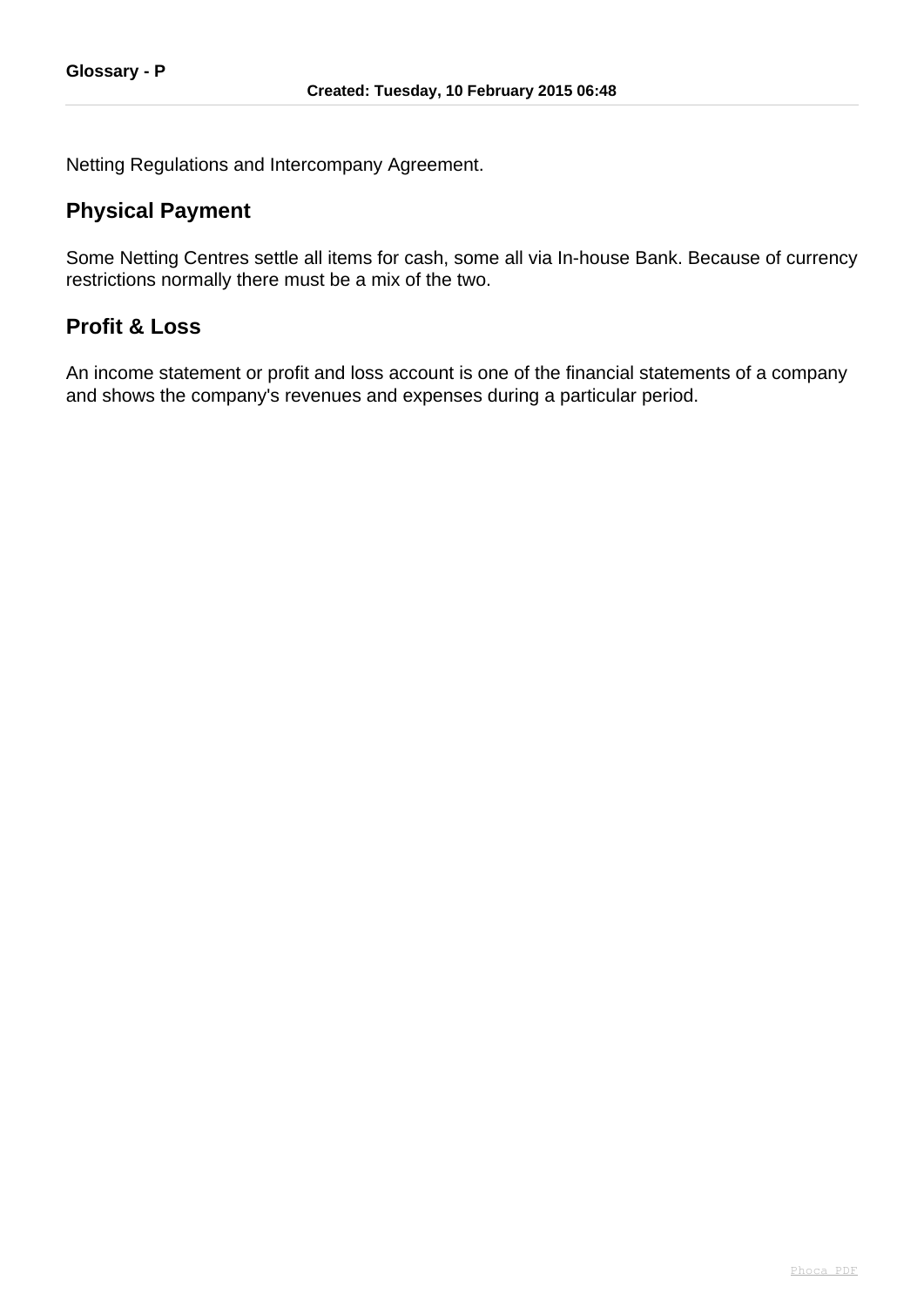Netting Regulations and Intercompany Agreement.

## Physical Payment

Some Netting Centres settle all items for cash, some all via In-house Bank. Because of currency restrictions normally there must be a mix of the two.

## Profit & Loss

An income statement or profit and loss account is one of the financial statements of a company and shows the company's revenues and expenses during a particular period.